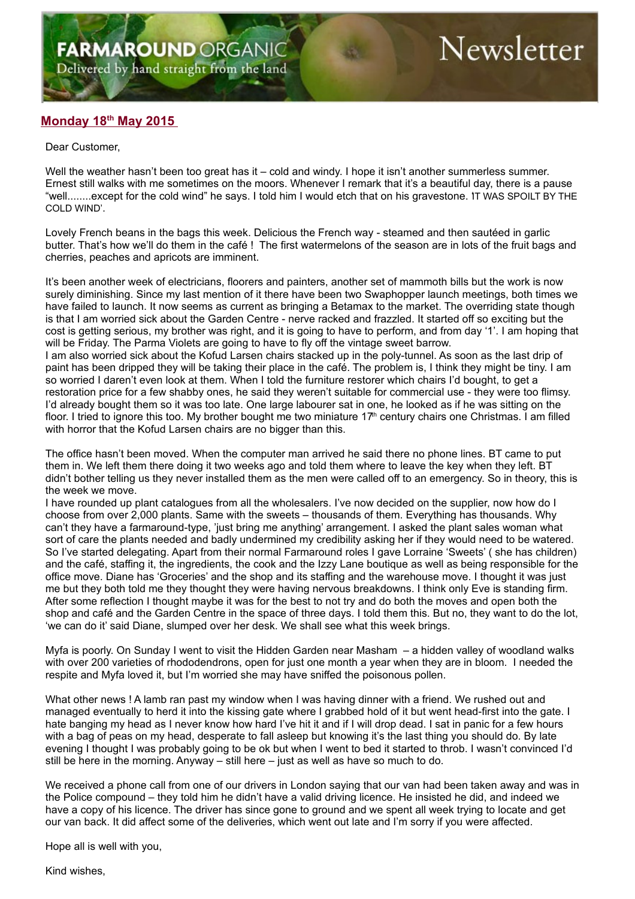FARMAROUND ORGANIC
Delivered by hand straight from the land

# Newsletter

## Monday 18th May 2015

Dear Customer,

Well the weather hasn't been too great has it – cold and windy. I hope it isn't another summerless summer. Ernest still walks with me sometimes on the moors. Whenever I remark that it's a beautiful day, there is a pause "well........except for the cold wind" he says. I told him I would etch that on his gravestone. 'IT WAS SPOILT BY THE COLD WIND'.

Lovely French beans in the bags this week. Delicious the French way - steamed and then sautéed in garlic butter. That's how we'll do them in the café ! The first watermelons of the season are in lots of the fruit bags and cherries, peaches and apricots are imminent.

It's been another week of electricians, floorers and painters, another set of mammoth bills but the work is now surely diminishing. Since my last mention of it there have been two Swaphopper launch meetings, both times we have failed to launch. It now seems as current as bringing a Betamax to the market. The overriding state though is that I am worried sick about the Garden Centre - nerve racked and frazzled. It started off so exciting but the cost is getting serious, my brother was right, and it is going to have to perform, and from day '1'. I am hoping that will be Friday. The Parma Violets are going to have to fly off the vintage sweet barrow.
I am also worried sick about the Kofud Larsen chairs stacked up in the poly-tunnel. As soon as the last drip of paint has been dripped they will be taking their place in the café. The problem is, I think they might be tiny. I am so worried I daren't even look at them. When I told the furniture restorer which chairs I'd bought, to get a restoration price for a few shabby ones, he said they weren't suitable for commercial use - they were too flimsy. I'd already bought them so it was too late. One large labourer sat in one, he looked as if he was sitting on the floor. I tried to ignore this too. My brother bought me two miniature 17th century chairs one Christmas. I am filled with horror that the Kofud Larsen chairs are no bigger than this.

The office hasn't been moved. When the computer man arrived he said there no phone lines. BT came to put them in. We left them there doing it two weeks ago and told them where to leave the key when they left. BT didn't bother telling us they never installed them as the men were called off to an emergency. So in theory, this is the week we move.
I have rounded up plant catalogues from all the wholesalers. I've now decided on the supplier, now how do I choose from over 2,000 plants. Same with the sweets – thousands of them. Everything has thousands. Why can't they have a farmaround-type, 'just bring me anything' arrangement. I asked the plant sales woman what sort of care the plants needed and badly undermined my credibility asking her if they would need to be watered. So I've started delegating. Apart from their normal Farmaround roles I gave Lorraine 'Sweets' ( she has children) and the café, staffing it, the ingredients, the cook and the Izzy Lane boutique as well as being responsible for the office move. Diane has 'Groceries' and the shop and its staffing and the warehouse move. I thought it was just me but they both told me they thought they were having nervous breakdowns. I think only Eve is standing firm. After some reflection I thought maybe it was for the best to not try and do both the moves and open both the shop and café and the Garden Centre in the space of three days. I told them this. But no, they want to do the lot, 'we can do it' said Diane, slumped over her desk. We shall see what this week brings.

Myfa is poorly. On Sunday I went to visit the Hidden Garden near Masham – a hidden valley of woodland walks with over 200 varieties of rhododendrons, open for just one month a year when they are in bloom. I needed the respite and Myfa loved it, but I'm worried she may have sniffed the poisonous pollen.

What other news ! A lamb ran past my window when I was having dinner with a friend. We rushed out and managed eventually to herd it into the kissing gate where I grabbed hold of it but went head-first into the gate. I hate banging my head as I never know how hard I've hit it and if I will drop dead. I sat in panic for a few hours with a bag of peas on my head, desperate to fall asleep but knowing it's the last thing you should do. By late evening I thought I was probably going to be ok but when I went to bed it started to throb. I wasn't convinced I'd still be here in the morning. Anyway – still here – just as well as have so much to do.

We received a phone call from one of our drivers in London saying that our van had been taken away and was in the Police compound – they told him he didn't have a valid driving licence. He insisted he did, and indeed we have a copy of his licence. The driver has since gone to ground and we spent all week trying to locate and get our van back. It did affect some of the deliveries, which went out late and I'm sorry if you were affected.

Hope all is well with you,

Kind wishes,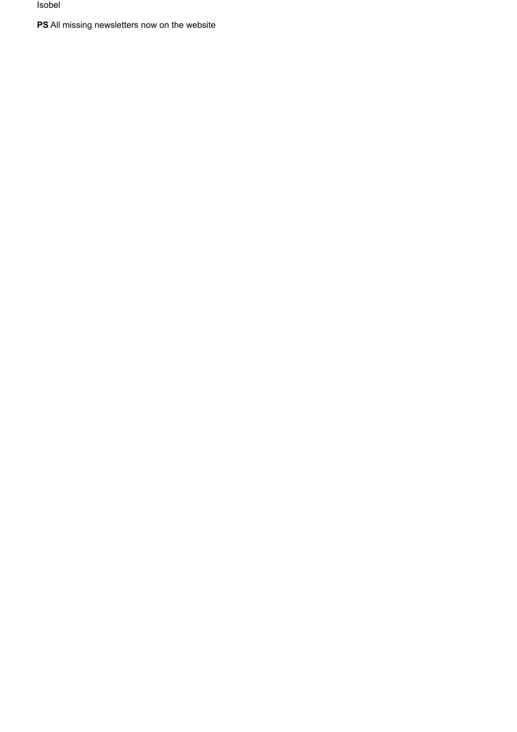Isobel

**PS** All missing newsletters now on the website